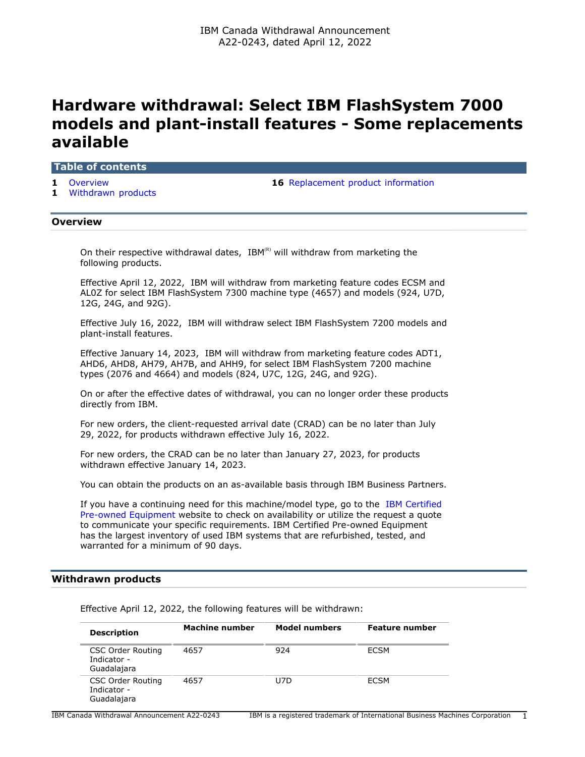IBM Canada Withdrawal Announcement
A22-0243, dated April 12, 2022

# Hardware withdrawal: Select IBM FlashSystem 7000 models and plant-install features - Some replacements available

## Table of contents

- 1 Overview
- 1 Withdrawn products
- 16 Replacement product information

## Overview

On their respective withdrawal dates, IBM(R) will withdraw from marketing the following products.

Effective April 12, 2022, IBM will withdraw from marketing feature codes ECSM and AL0Z for select IBM FlashSystem 7300 machine type (4657) and models (924, U7D, 12G, 24G, and 92G).

Effective July 16, 2022, IBM will withdraw select IBM FlashSystem 7200 models and plant-install features.

Effective January 14, 2023, IBM will withdraw from marketing feature codes ADT1, AHD6, AHD8, AH79, AH7B, and AHH9, for select IBM FlashSystem 7200 machine types (2076 and 4664) and models (824, U7C, 12G, 24G, and 92G).

On or after the effective dates of withdrawal, you can no longer order these products directly from IBM.

For new orders, the client-requested arrival date (CRAD) can be no later than July 29, 2022, for products withdrawn effective July 16, 2022.

For new orders, the CRAD can be no later than January 27, 2023, for products withdrawn effective January 14, 2023.

You can obtain the products on an as-available basis through IBM Business Partners.

If you have a continuing need for this machine/model type, go to the IBM Certified Pre-owned Equipment website to check on availability or utilize the request a quote to communicate your specific requirements. IBM Certified Pre-owned Equipment has the largest inventory of used IBM systems that are refurbished, tested, and warranted for a minimum of 90 days.

## Withdrawn products

Effective April 12, 2022, the following features will be withdrawn:

| Description | Machine number | Model numbers | Feature number |
|---|---|---|---|
| CSC Order Routing Indicator - Guadalajara | 4657 | 924 | ECSM |
| CSC Order Routing Indicator - Guadalajara | 4657 | U7D | ECSM |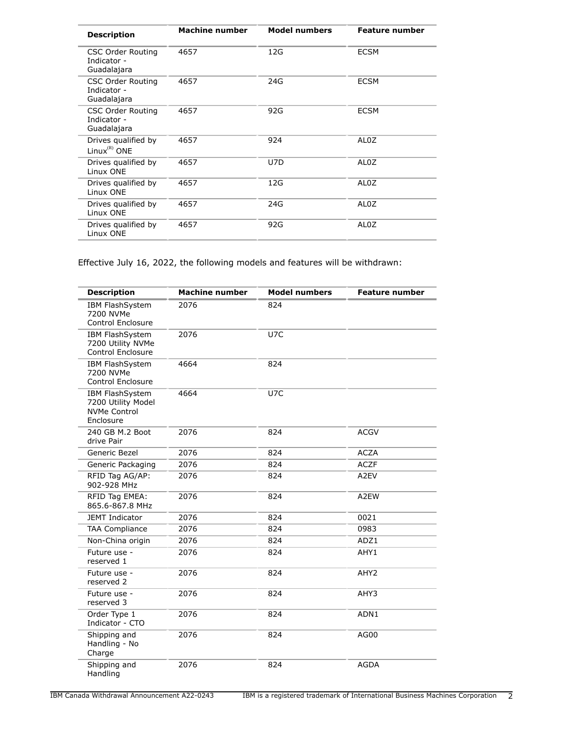| Description | Machine number | Model numbers | Feature number |
|---|---|---|---|
| CSC Order Routing Indicator - Guadalajara | 4657 | 12G | ECSM |
| CSC Order Routing Indicator - Guadalajara | 4657 | 24G | ECSM |
| CSC Order Routing Indicator - Guadalajara | 4657 | 92G | ECSM |
| Drives qualified by Linux(R) ONE | 4657 | 924 | AL0Z |
| Drives qualified by Linux ONE | 4657 | U7D | AL0Z |
| Drives qualified by Linux ONE | 4657 | 12G | AL0Z |
| Drives qualified by Linux ONE | 4657 | 24G | AL0Z |
| Drives qualified by Linux ONE | 4657 | 92G | AL0Z |

Effective July 16, 2022, the following models and features will be withdrawn:

| Description | Machine number | Model numbers | Feature number |
|---|---|---|---|
| IBM FlashSystem 7200 NVMe Control Enclosure | 2076 | 824 | |
| IBM FlashSystem 7200 Utility NVMe Control Enclosure | 2076 | U7C | |
| IBM FlashSystem 7200 NVMe Control Enclosure | 4664 | 824 | |
| IBM FlashSystem 7200 Utility Model NVMe Control Enclosure | 4664 | U7C | |
| 240 GB M.2 Boot drive Pair | 2076 | 824 | ACGV |
| Generic Bezel | 2076 | 824 | ACZA |
| Generic Packaging | 2076 | 824 | ACZF |
| RFID Tag AG/AP: 902-928 MHz | 2076 | 824 | A2EV |
| RFID Tag EMEA: 865.6-867.8 MHz | 2076 | 824 | A2EW |
| JEMT Indicator | 2076 | 824 | 0021 |
| TAA Compliance | 2076 | 824 | 0983 |
| Non-China origin | 2076 | 824 | ADZ1 |
| Future use - reserved 1 | 2076 | 824 | AHY1 |
| Future use - reserved 2 | 2076 | 824 | AHY2 |
| Future use - reserved 3 | 2076 | 824 | AHY3 |
| Order Type 1 Indicator - CTO | 2076 | 824 | ADN1 |
| Shipping and Handling - No Charge | 2076 | 824 | AG00 |
| Shipping and Handling | 2076 | 824 | AGDA |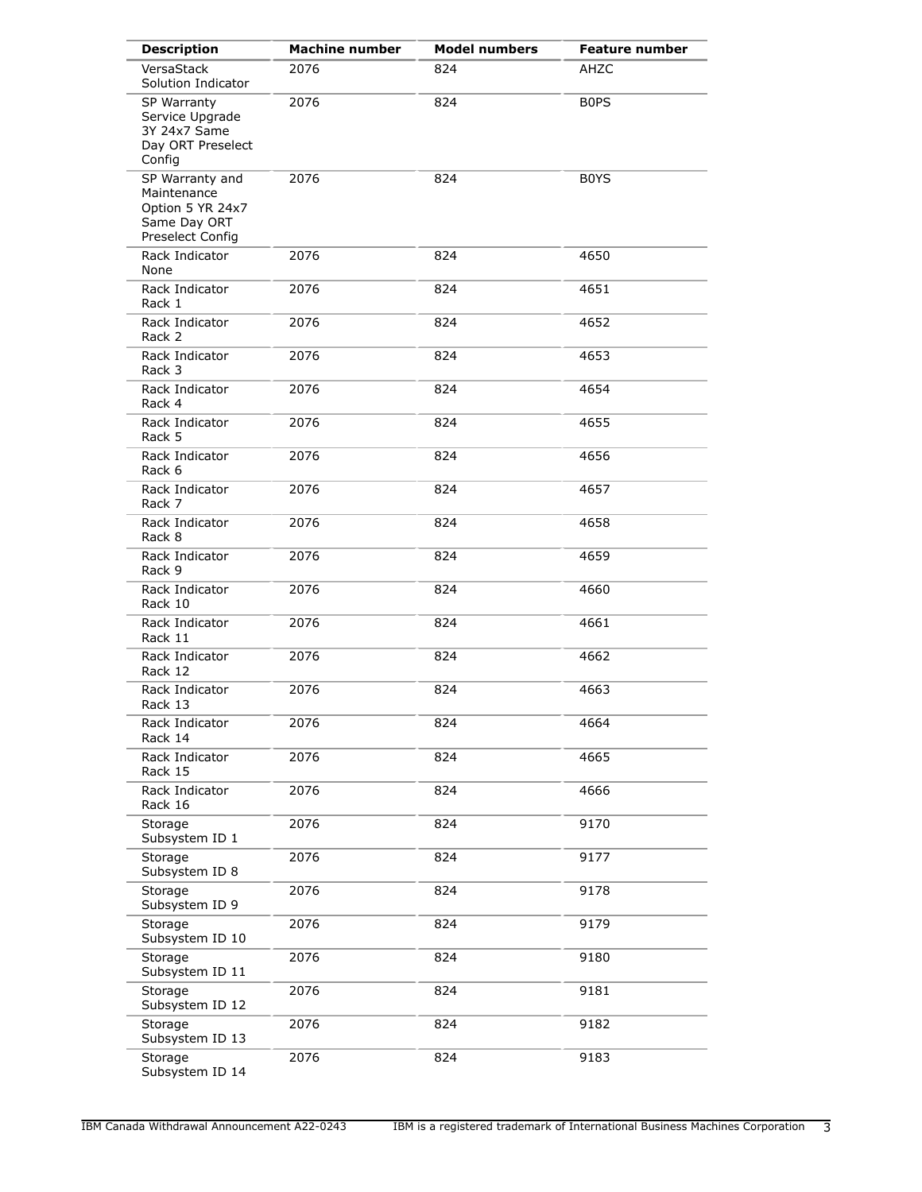| Description | Machine number | Model numbers | Feature number |
| --- | --- | --- | --- |
| VersaStack Solution Indicator | 2076 | 824 | AHZC |
| SP Warranty Service Upgrade 3Y 24x7 Same Day ORT Preselect Config | 2076 | 824 | B0PS |
| SP Warranty and Maintenance Option 5 YR 24x7 Same Day ORT Preselect Config | 2076 | 824 | B0YS |
| Rack Indicator None | 2076 | 824 | 4650 |
| Rack Indicator Rack 1 | 2076 | 824 | 4651 |
| Rack Indicator Rack 2 | 2076 | 824 | 4652 |
| Rack Indicator Rack 3 | 2076 | 824 | 4653 |
| Rack Indicator Rack 4 | 2076 | 824 | 4654 |
| Rack Indicator Rack 5 | 2076 | 824 | 4655 |
| Rack Indicator Rack 6 | 2076 | 824 | 4656 |
| Rack Indicator Rack 7 | 2076 | 824 | 4657 |
| Rack Indicator Rack 8 | 2076 | 824 | 4658 |
| Rack Indicator Rack 9 | 2076 | 824 | 4659 |
| Rack Indicator Rack 10 | 2076 | 824 | 4660 |
| Rack Indicator Rack 11 | 2076 | 824 | 4661 |
| Rack Indicator Rack 12 | 2076 | 824 | 4662 |
| Rack Indicator Rack 13 | 2076 | 824 | 4663 |
| Rack Indicator Rack 14 | 2076 | 824 | 4664 |
| Rack Indicator Rack 15 | 2076 | 824 | 4665 |
| Rack Indicator Rack 16 | 2076 | 824 | 4666 |
| Storage Subsystem ID 1 | 2076 | 824 | 9170 |
| Storage Subsystem ID 8 | 2076 | 824 | 9177 |
| Storage Subsystem ID 9 | 2076 | 824 | 9178 |
| Storage Subsystem ID 10 | 2076 | 824 | 9179 |
| Storage Subsystem ID 11 | 2076 | 824 | 9180 |
| Storage Subsystem ID 12 | 2076 | 824 | 9181 |
| Storage Subsystem ID 13 | 2076 | 824 | 9182 |
| Storage Subsystem ID 14 | 2076 | 824 | 9183 |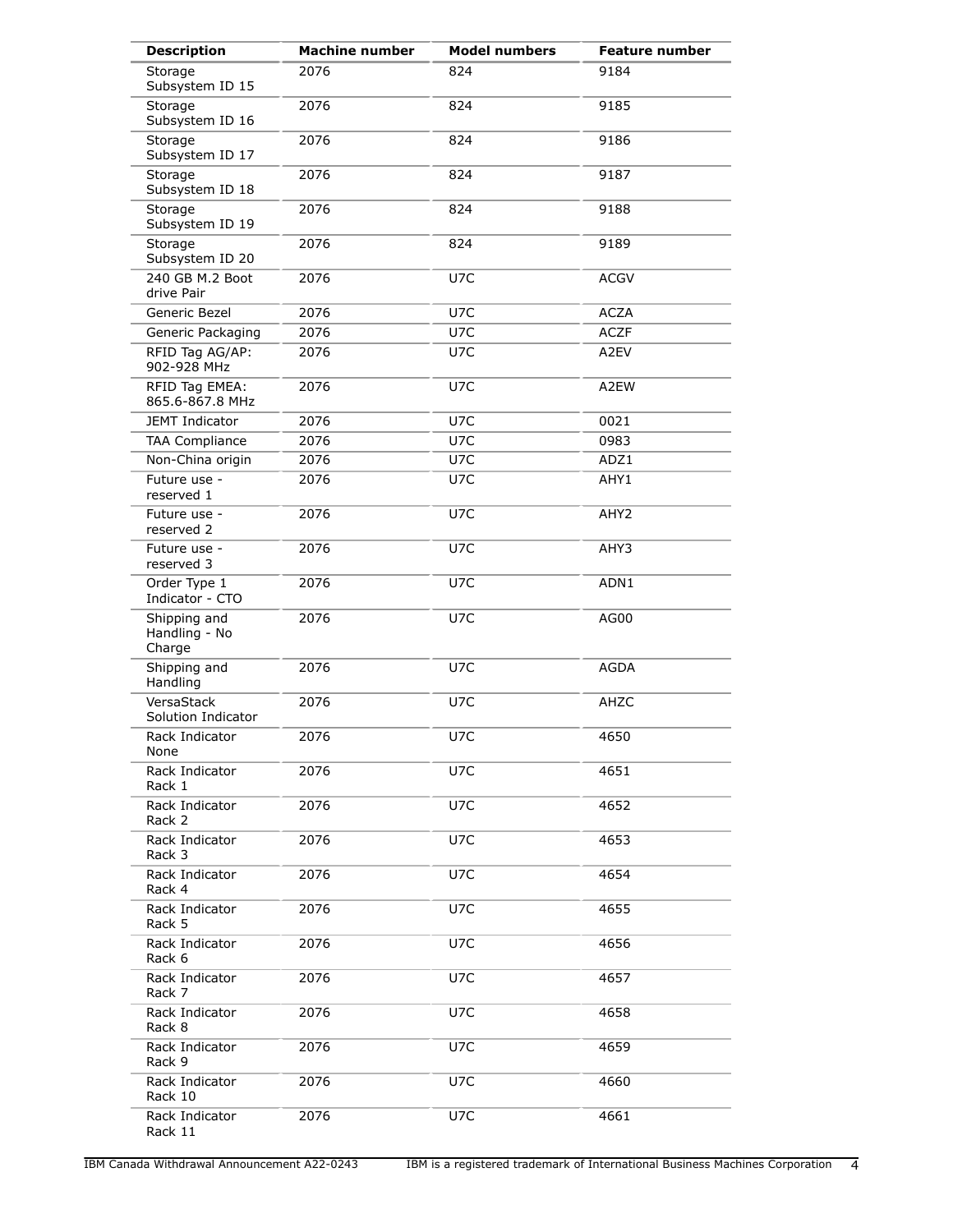| Description | Machine number | Model numbers | Feature number |
| --- | --- | --- | --- |
| Storage Subsystem ID 15 | 2076 | 824 | 9184 |
| Storage Subsystem ID 16 | 2076 | 824 | 9185 |
| Storage Subsystem ID 17 | 2076 | 824 | 9186 |
| Storage Subsystem ID 18 | 2076 | 824 | 9187 |
| Storage Subsystem ID 19 | 2076 | 824 | 9188 |
| Storage Subsystem ID 20 | 2076 | 824 | 9189 |
| 240 GB M.2 Boot drive Pair | 2076 | U7C | ACGV |
| Generic Bezel | 2076 | U7C | ACZA |
| Generic Packaging | 2076 | U7C | ACZF |
| RFID Tag AG/AP: 902-928 MHz | 2076 | U7C | A2EV |
| RFID Tag EMEA: 865.6-867.8 MHz | 2076 | U7C | A2EW |
| JEMT Indicator | 2076 | U7C | 0021 |
| TAA Compliance | 2076 | U7C | 0983 |
| Non-China origin | 2076 | U7C | ADZ1 |
| Future use - reserved 1 | 2076 | U7C | AHY1 |
| Future use - reserved 2 | 2076 | U7C | AHY2 |
| Future use - reserved 3 | 2076 | U7C | AHY3 |
| Order Type 1 Indicator - CTO | 2076 | U7C | ADN1 |
| Shipping and Handling - No Charge | 2076 | U7C | AG00 |
| Shipping and Handling | 2076 | U7C | AGDA |
| VersaStack Solution Indicator | 2076 | U7C | AHZC |
| Rack Indicator None | 2076 | U7C | 4650 |
| Rack Indicator Rack 1 | 2076 | U7C | 4651 |
| Rack Indicator Rack 2 | 2076 | U7C | 4652 |
| Rack Indicator Rack 3 | 2076 | U7C | 4653 |
| Rack Indicator Rack 4 | 2076 | U7C | 4654 |
| Rack Indicator Rack 5 | 2076 | U7C | 4655 |
| Rack Indicator Rack 6 | 2076 | U7C | 4656 |
| Rack Indicator Rack 7 | 2076 | U7C | 4657 |
| Rack Indicator Rack 8 | 2076 | U7C | 4658 |
| Rack Indicator Rack 9 | 2076 | U7C | 4659 |
| Rack Indicator Rack 10 | 2076 | U7C | 4660 |
| Rack Indicator Rack 11 | 2076 | U7C | 4661 |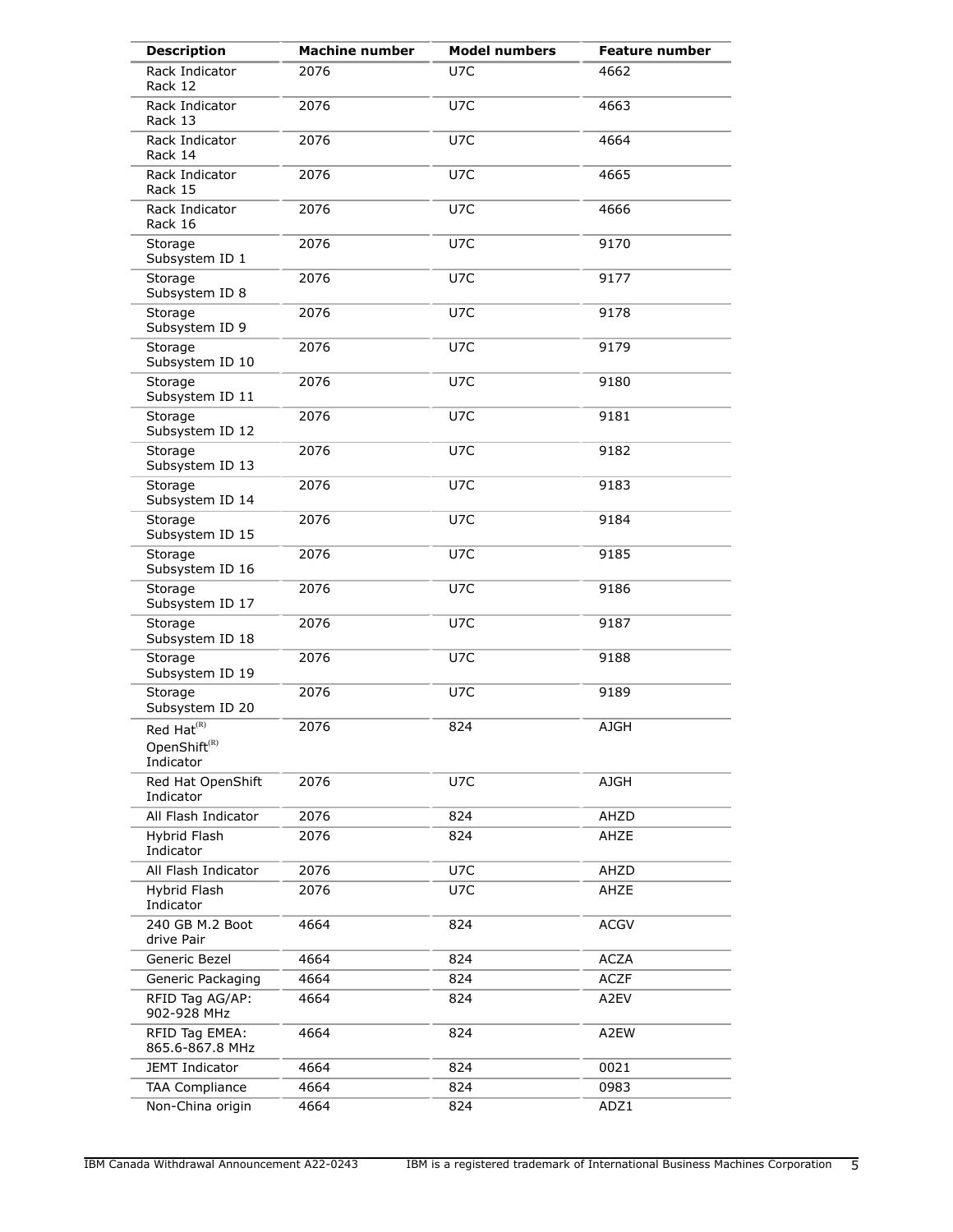| Description | Machine number | Model numbers | Feature number |
| --- | --- | --- | --- |
| Rack Indicator Rack 12 | 2076 | U7C | 4662 |
| Rack Indicator Rack 13 | 2076 | U7C | 4663 |
| Rack Indicator Rack 14 | 2076 | U7C | 4664 |
| Rack Indicator Rack 15 | 2076 | U7C | 4665 |
| Rack Indicator Rack 16 | 2076 | U7C | 4666 |
| Storage Subsystem ID 1 | 2076 | U7C | 9170 |
| Storage Subsystem ID 8 | 2076 | U7C | 9177 |
| Storage Subsystem ID 9 | 2076 | U7C | 9178 |
| Storage Subsystem ID 10 | 2076 | U7C | 9179 |
| Storage Subsystem ID 11 | 2076 | U7C | 9180 |
| Storage Subsystem ID 12 | 2076 | U7C | 9181 |
| Storage Subsystem ID 13 | 2076 | U7C | 9182 |
| Storage Subsystem ID 14 | 2076 | U7C | 9183 |
| Storage Subsystem ID 15 | 2076 | U7C | 9184 |
| Storage Subsystem ID 16 | 2076 | U7C | 9185 |
| Storage Subsystem ID 17 | 2076 | U7C | 9186 |
| Storage Subsystem ID 18 | 2076 | U7C | 9187 |
| Storage Subsystem ID 19 | 2076 | U7C | 9188 |
| Storage Subsystem ID 20 | 2076 | U7C | 9189 |
| Red Hat(R) OpenShift(R) Indicator | 2076 | 824 | AJGH |
| Red Hat OpenShift Indicator | 2076 | U7C | AJGH |
| All Flash Indicator | 2076 | 824 | AHZD |
| Hybrid Flash Indicator | 2076 | 824 | AHZE |
| All Flash Indicator | 2076 | U7C | AHZD |
| Hybrid Flash Indicator | 2076 | U7C | AHZE |
| 240 GB M.2 Boot drive Pair | 4664 | 824 | ACGV |
| Generic Bezel | 4664 | 824 | ACZA |
| Generic Packaging | 4664 | 824 | ACZF |
| RFID Tag AG/AP: 902-928 MHz | 4664 | 824 | A2EV |
| RFID Tag EMEA: 865.6-867.8 MHz | 4664 | 824 | A2EW |
| JEMT Indicator | 4664 | 824 | 0021 |
| TAA Compliance | 4664 | 824 | 0983 |
| Non-China origin | 4664 | 824 | ADZ1 |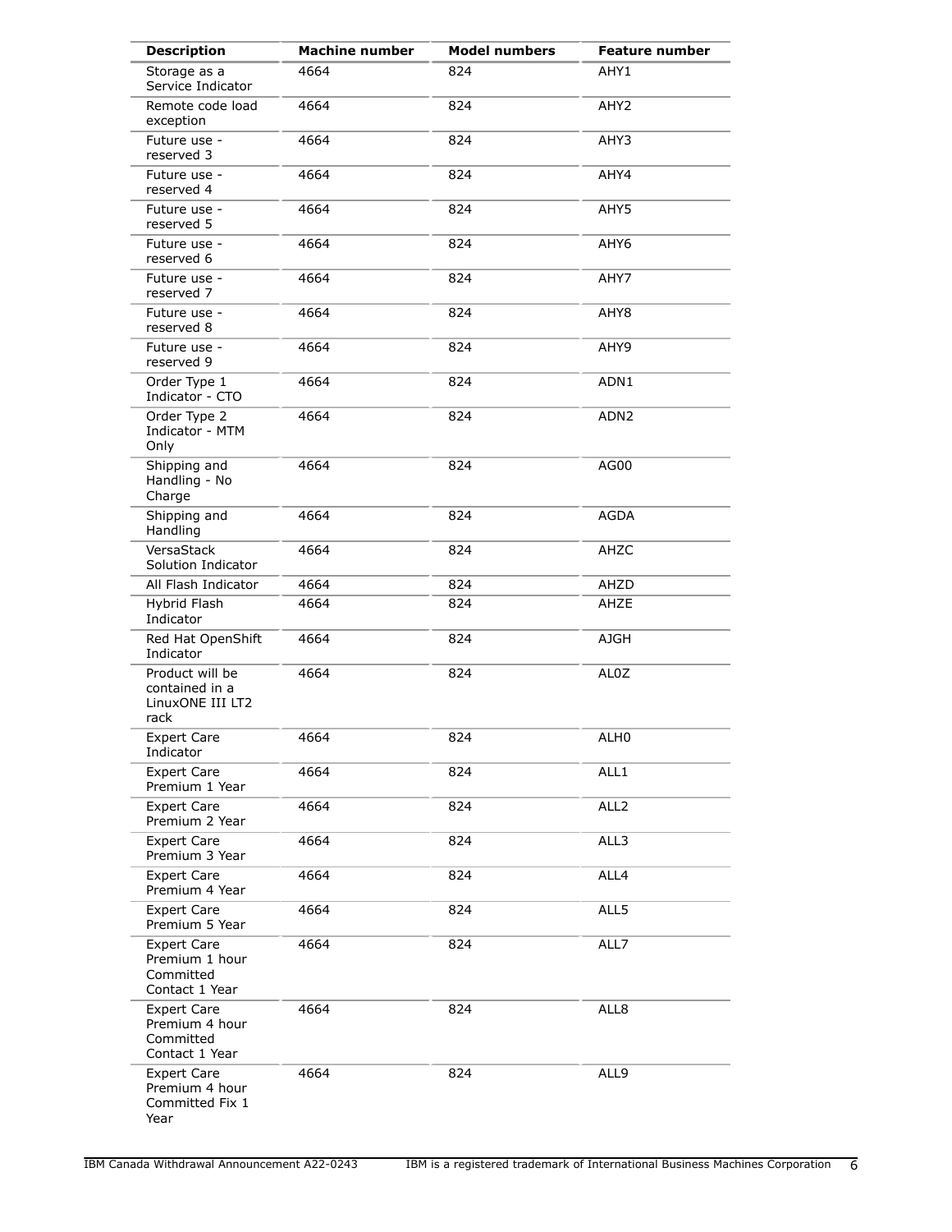| Description | Machine number | Model numbers | Feature number |
| --- | --- | --- | --- |
| Storage as a Service Indicator | 4664 | 824 | AHY1 |
| Remote code load exception | 4664 | 824 | AHY2 |
| Future use - reserved 3 | 4664 | 824 | AHY3 |
| Future use - reserved 4 | 4664 | 824 | AHY4 |
| Future use - reserved 5 | 4664 | 824 | AHY5 |
| Future use - reserved 6 | 4664 | 824 | AHY6 |
| Future use - reserved 7 | 4664 | 824 | AHY7 |
| Future use - reserved 8 | 4664 | 824 | AHY8 |
| Future use - reserved 9 | 4664 | 824 | AHY9 |
| Order Type 1 Indicator - CTO | 4664 | 824 | ADN1 |
| Order Type 2 Indicator - MTM Only | 4664 | 824 | ADN2 |
| Shipping and Handling - No Charge | 4664 | 824 | AG00 |
| Shipping and Handling | 4664 | 824 | AGDA |
| VersaStack Solution Indicator | 4664 | 824 | AHZC |
| All Flash Indicator | 4664 | 824 | AHZD |
| Hybrid Flash Indicator | 4664 | 824 | AHZE |
| Red Hat OpenShift Indicator | 4664 | 824 | AJGH |
| Product will be contained in a LinuxONE III LT2 rack | 4664 | 824 | AL0Z |
| Expert Care Indicator | 4664 | 824 | ALH0 |
| Expert Care Premium 1 Year | 4664 | 824 | ALL1 |
| Expert Care Premium 2 Year | 4664 | 824 | ALL2 |
| Expert Care Premium 3 Year | 4664 | 824 | ALL3 |
| Expert Care Premium 4 Year | 4664 | 824 | ALL4 |
| Expert Care Premium 5 Year | 4664 | 824 | ALL5 |
| Expert Care Premium 1 hour Committed Contact 1 Year | 4664 | 824 | ALL7 |
| Expert Care Premium 4 hour Committed Contact 1 Year | 4664 | 824 | ALL8 |
| Expert Care Premium 4 hour Committed Fix 1 Year | 4664 | 824 | ALL9 |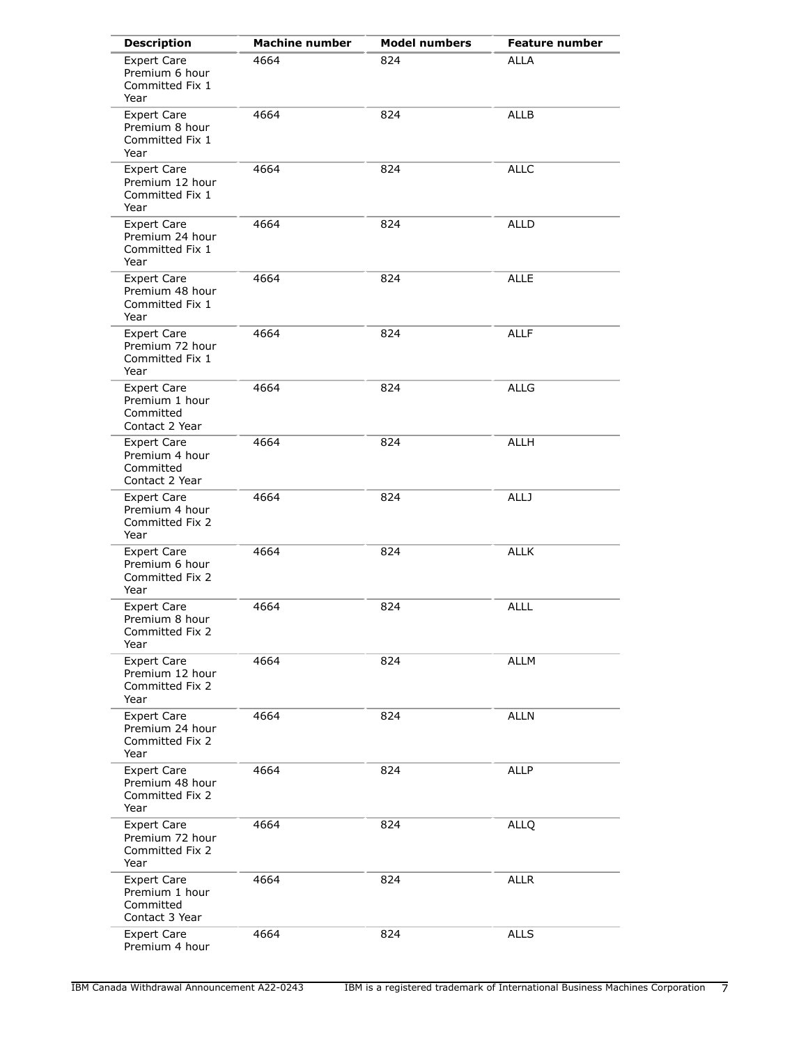| Description | Machine number | Model numbers | Feature number |
| --- | --- | --- | --- |
| Expert Care Premium 6 hour Committed Fix 1 Year | 4664 | 824 | ALLA |
| Expert Care Premium 8 hour Committed Fix 1 Year | 4664 | 824 | ALLB |
| Expert Care Premium 12 hour Committed Fix 1 Year | 4664 | 824 | ALLC |
| Expert Care Premium 24 hour Committed Fix 1 Year | 4664 | 824 | ALLD |
| Expert Care Premium 48 hour Committed Fix 1 Year | 4664 | 824 | ALLE |
| Expert Care Premium 72 hour Committed Fix 1 Year | 4664 | 824 | ALLF |
| Expert Care Premium 1 hour Committed Contact 2 Year | 4664 | 824 | ALLG |
| Expert Care Premium 4 hour Committed Contact 2 Year | 4664 | 824 | ALLH |
| Expert Care Premium 4 hour Committed Fix 2 Year | 4664 | 824 | ALLJ |
| Expert Care Premium 6 hour Committed Fix 2 Year | 4664 | 824 | ALLK |
| Expert Care Premium 8 hour Committed Fix 2 Year | 4664 | 824 | ALLL |
| Expert Care Premium 12 hour Committed Fix 2 Year | 4664 | 824 | ALLM |
| Expert Care Premium 24 hour Committed Fix 2 Year | 4664 | 824 | ALLN |
| Expert Care Premium 48 hour Committed Fix 2 Year | 4664 | 824 | ALLP |
| Expert Care Premium 72 hour Committed Fix 2 Year | 4664 | 824 | ALLQ |
| Expert Care Premium 1 hour Committed Contact 3 Year | 4664 | 824 | ALLR |
| Expert Care Premium 4 hour | 4664 | 824 | ALLS |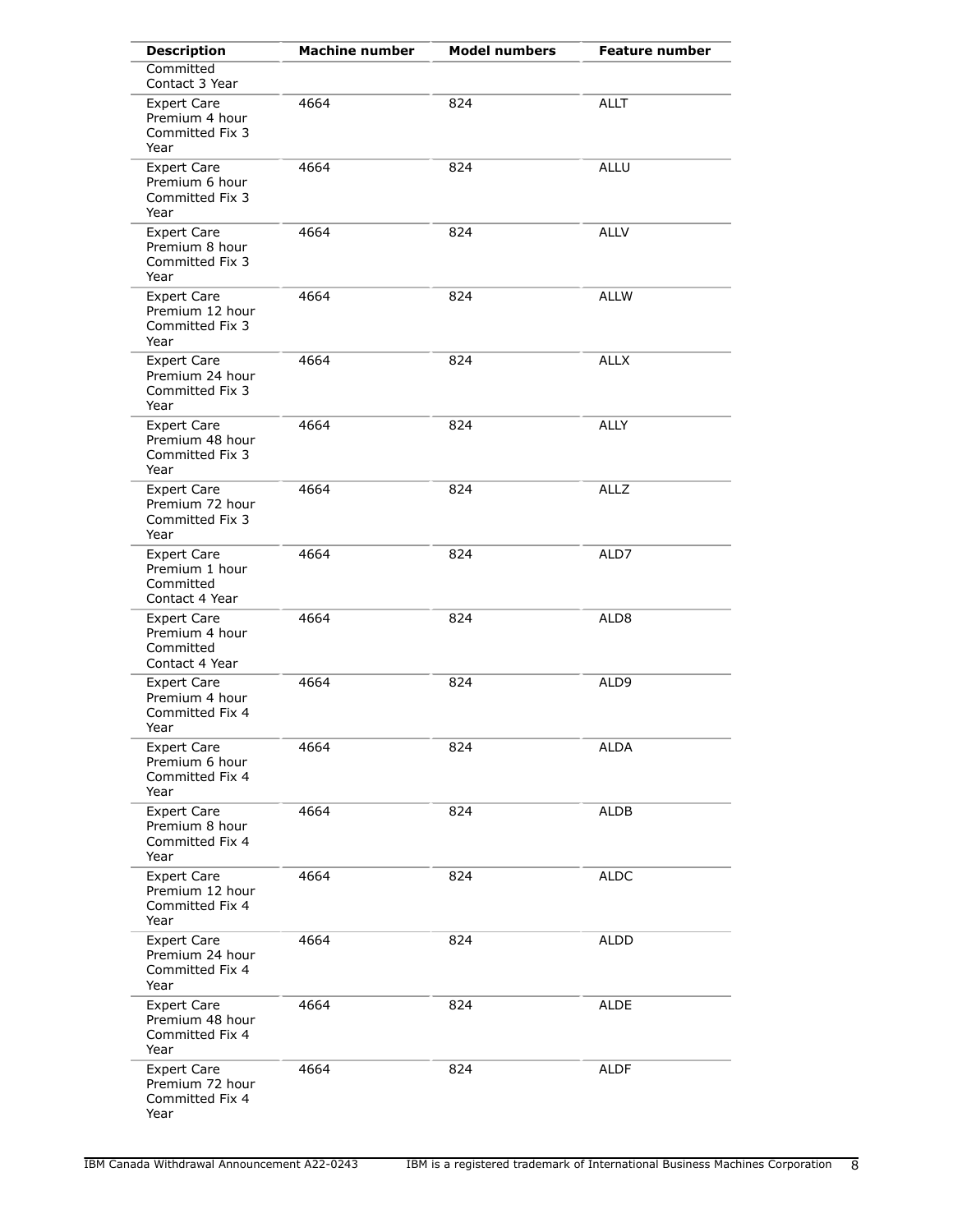| Description | Machine number | Model numbers | Feature number |
| --- | --- | --- | --- |
| Committed Contact 3 Year | | | |
| Expert Care Premium 4 hour Committed Fix 3 Year | 4664 | 824 | ALLT |
| Expert Care Premium 6 hour Committed Fix 3 Year | 4664 | 824 | ALLU |
| Expert Care Premium 8 hour Committed Fix 3 Year | 4664 | 824 | ALLV |
| Expert Care Premium 12 hour Committed Fix 3 Year | 4664 | 824 | ALLW |
| Expert Care Premium 24 hour Committed Fix 3 Year | 4664 | 824 | ALLX |
| Expert Care Premium 48 hour Committed Fix 3 Year | 4664 | 824 | ALLY |
| Expert Care Premium 72 hour Committed Fix 3 Year | 4664 | 824 | ALLZ |
| Expert Care Premium 1 hour Committed Contact 4 Year | 4664 | 824 | ALD7 |
| Expert Care Premium 4 hour Committed Contact 4 Year | 4664 | 824 | ALD8 |
| Expert Care Premium 4 hour Committed Fix 4 Year | 4664 | 824 | ALD9 |
| Expert Care Premium 6 hour Committed Fix 4 Year | 4664 | 824 | ALDA |
| Expert Care Premium 8 hour Committed Fix 4 Year | 4664 | 824 | ALDB |
| Expert Care Premium 12 hour Committed Fix 4 Year | 4664 | 824 | ALDC |
| Expert Care Premium 24 hour Committed Fix 4 Year | 4664 | 824 | ALDD |
| Expert Care Premium 48 hour Committed Fix 4 Year | 4664 | 824 | ALDE |
| Expert Care Premium 72 hour Committed Fix 4 Year | 4664 | 824 | ALDF |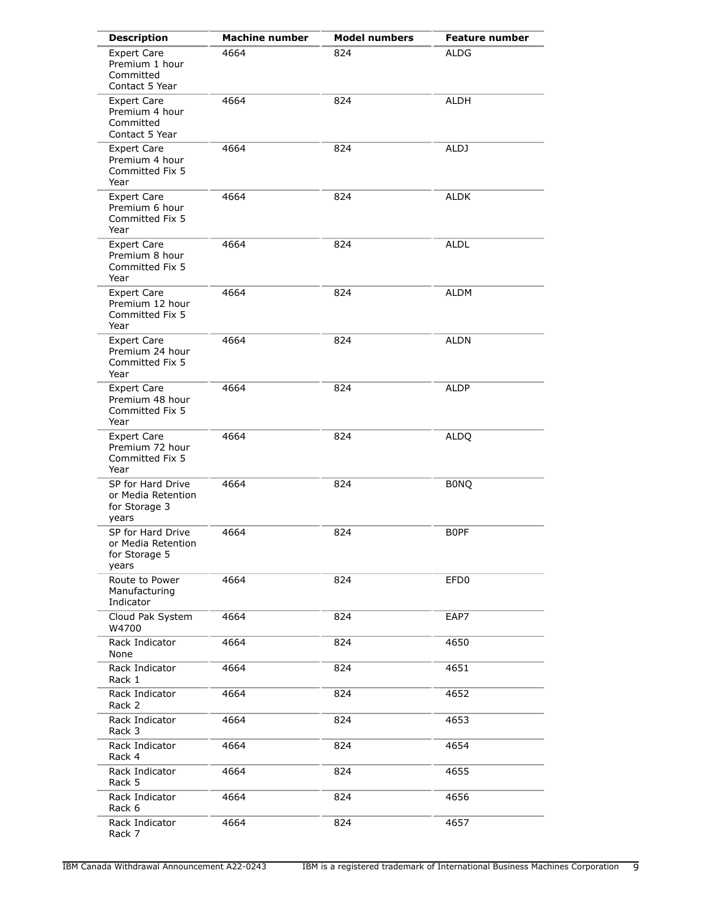| Description | Machine number | Model numbers | Feature number |
|---|---|---|---|
| Expert Care Premium 1 hour Committed Contact 5 Year | 4664 | 824 | ALDG |
| Expert Care Premium 4 hour Committed Contact 5 Year | 4664 | 824 | ALDH |
| Expert Care Premium 4 hour Committed Fix 5 Year | 4664 | 824 | ALDJ |
| Expert Care Premium 6 hour Committed Fix 5 Year | 4664 | 824 | ALDK |
| Expert Care Premium 8 hour Committed Fix 5 Year | 4664 | 824 | ALDL |
| Expert Care Premium 12 hour Committed Fix 5 Year | 4664 | 824 | ALDM |
| Expert Care Premium 24 hour Committed Fix 5 Year | 4664 | 824 | ALDN |
| Expert Care Premium 48 hour Committed Fix 5 Year | 4664 | 824 | ALDP |
| Expert Care Premium 72 hour Committed Fix 5 Year | 4664 | 824 | ALDQ |
| SP for Hard Drive or Media Retention for Storage 3 years | 4664 | 824 | B0NQ |
| SP for Hard Drive or Media Retention for Storage 5 years | 4664 | 824 | B0PF |
| Route to Power Manufacturing Indicator | 4664 | 824 | EFD0 |
| Cloud Pak System W4700 | 4664 | 824 | EAP7 |
| Rack Indicator None | 4664 | 824 | 4650 |
| Rack Indicator Rack 1 | 4664 | 824 | 4651 |
| Rack Indicator Rack 2 | 4664 | 824 | 4652 |
| Rack Indicator Rack 3 | 4664 | 824 | 4653 |
| Rack Indicator Rack 4 | 4664 | 824 | 4654 |
| Rack Indicator Rack 5 | 4664 | 824 | 4655 |
| Rack Indicator Rack 6 | 4664 | 824 | 4656 |
| Rack Indicator Rack 7 | 4664 | 824 | 4657 |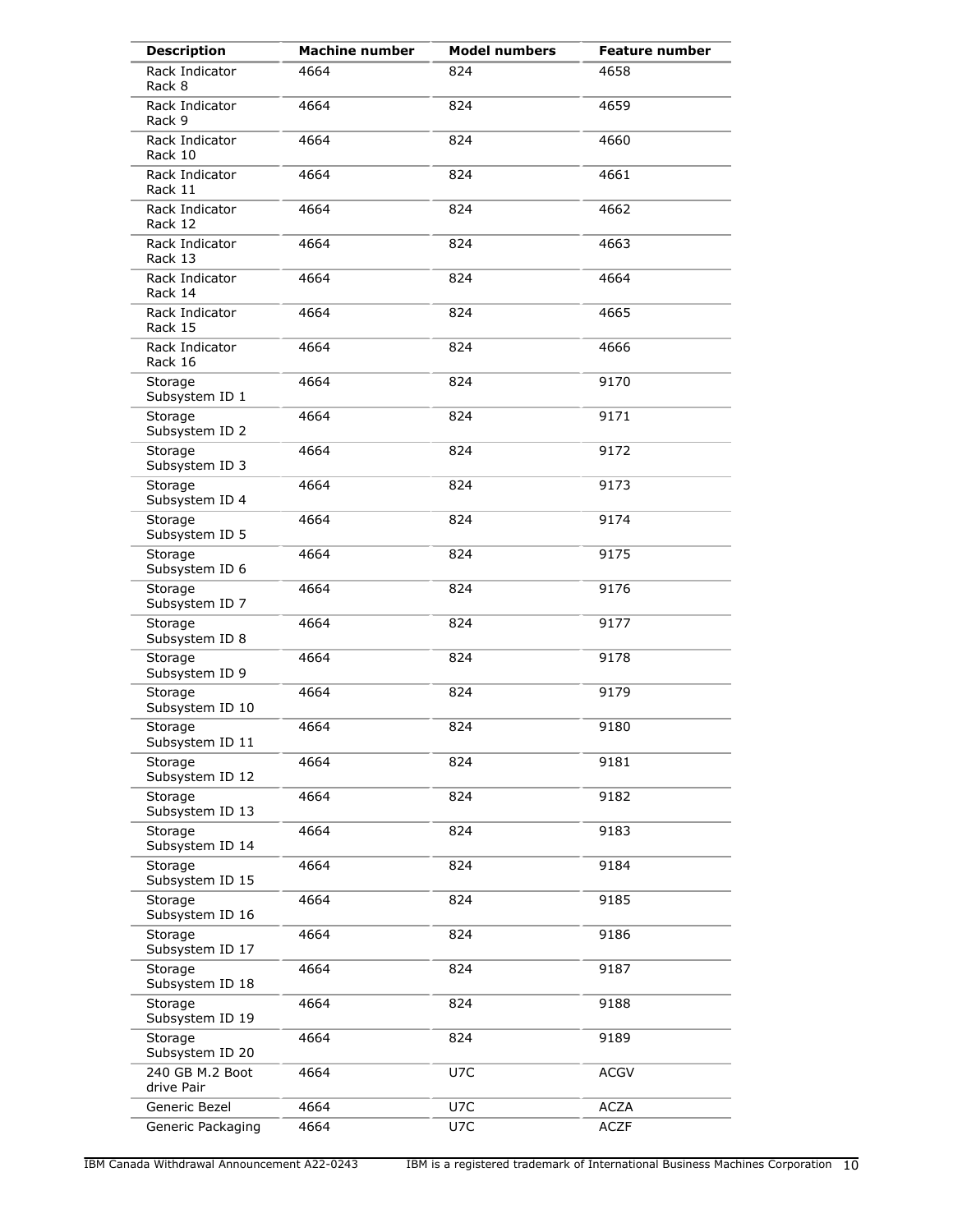| Description | Machine number | Model numbers | Feature number |
| --- | --- | --- | --- |
| Rack Indicator Rack 8 | 4664 | 824 | 4658 |
| Rack Indicator Rack 9 | 4664 | 824 | 4659 |
| Rack Indicator Rack 10 | 4664 | 824 | 4660 |
| Rack Indicator Rack 11 | 4664 | 824 | 4661 |
| Rack Indicator Rack 12 | 4664 | 824 | 4662 |
| Rack Indicator Rack 13 | 4664 | 824 | 4663 |
| Rack Indicator Rack 14 | 4664 | 824 | 4664 |
| Rack Indicator Rack 15 | 4664 | 824 | 4665 |
| Rack Indicator Rack 16 | 4664 | 824 | 4666 |
| Storage Subsystem ID 1 | 4664 | 824 | 9170 |
| Storage Subsystem ID 2 | 4664 | 824 | 9171 |
| Storage Subsystem ID 3 | 4664 | 824 | 9172 |
| Storage Subsystem ID 4 | 4664 | 824 | 9173 |
| Storage Subsystem ID 5 | 4664 | 824 | 9174 |
| Storage Subsystem ID 6 | 4664 | 824 | 9175 |
| Storage Subsystem ID 7 | 4664 | 824 | 9176 |
| Storage Subsystem ID 8 | 4664 | 824 | 9177 |
| Storage Subsystem ID 9 | 4664 | 824 | 9178 |
| Storage Subsystem ID 10 | 4664 | 824 | 9179 |
| Storage Subsystem ID 11 | 4664 | 824 | 9180 |
| Storage Subsystem ID 12 | 4664 | 824 | 9181 |
| Storage Subsystem ID 13 | 4664 | 824 | 9182 |
| Storage Subsystem ID 14 | 4664 | 824 | 9183 |
| Storage Subsystem ID 15 | 4664 | 824 | 9184 |
| Storage Subsystem ID 16 | 4664 | 824 | 9185 |
| Storage Subsystem ID 17 | 4664 | 824 | 9186 |
| Storage Subsystem ID 18 | 4664 | 824 | 9187 |
| Storage Subsystem ID 19 | 4664 | 824 | 9188 |
| Storage Subsystem ID 20 | 4664 | 824 | 9189 |
| 240 GB M.2 Boot drive Pair | 4664 | U7C | ACGV |
| Generic Bezel | 4664 | U7C | ACZA |
| Generic Packaging | 4664 | U7C | ACZF |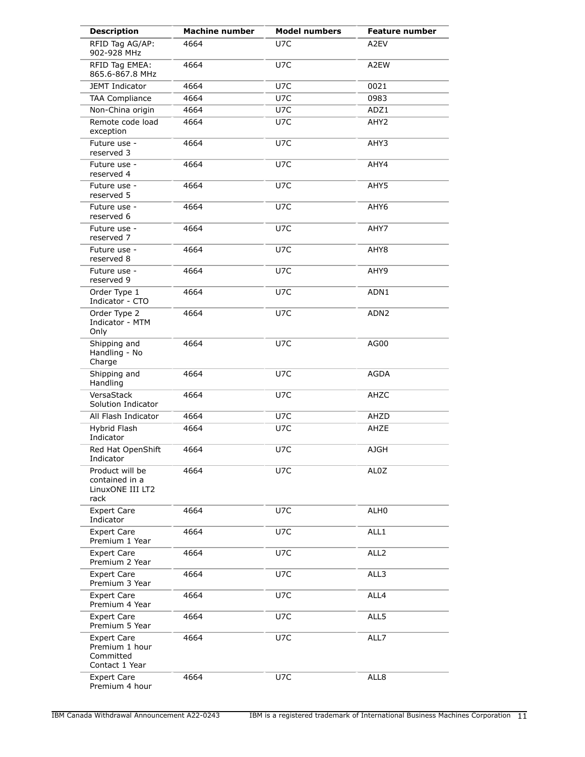| Description | Machine number | Model numbers | Feature number |
|---|---|---|---|
| RFID Tag AG/AP: 902-928 MHz | 4664 | U7C | A2EV |
| RFID Tag EMEA: 865.6-867.8 MHz | 4664 | U7C | A2EW |
| JEMT Indicator | 4664 | U7C | 0021 |
| TAA Compliance | 4664 | U7C | 0983 |
| Non-China origin | 4664 | U7C | ADZ1 |
| Remote code load exception | 4664 | U7C | AHY2 |
| Future use - reserved 3 | 4664 | U7C | AHY3 |
| Future use - reserved 4 | 4664 | U7C | AHY4 |
| Future use - reserved 5 | 4664 | U7C | AHY5 |
| Future use - reserved 6 | 4664 | U7C | AHY6 |
| Future use - reserved 7 | 4664 | U7C | AHY7 |
| Future use - reserved 8 | 4664 | U7C | AHY8 |
| Future use - reserved 9 | 4664 | U7C | AHY9 |
| Order Type 1 Indicator - CTO | 4664 | U7C | ADN1 |
| Order Type 2 Indicator - MTM Only | 4664 | U7C | ADN2 |
| Shipping and Handling - No Charge | 4664 | U7C | AG00 |
| Shipping and Handling | 4664 | U7C | AGDA |
| VersaStack Solution Indicator | 4664 | U7C | AHZC |
| All Flash Indicator | 4664 | U7C | AHZD |
| Hybrid Flash Indicator | 4664 | U7C | AHZE |
| Red Hat OpenShift Indicator | 4664 | U7C | AJGH |
| Product will be contained in a LinuxONE III LT2 rack | 4664 | U7C | AL0Z |
| Expert Care Indicator | 4664 | U7C | ALH0 |
| Expert Care Premium 1 Year | 4664 | U7C | ALL1 |
| Expert Care Premium 2 Year | 4664 | U7C | ALL2 |
| Expert Care Premium 3 Year | 4664 | U7C | ALL3 |
| Expert Care Premium 4 Year | 4664 | U7C | ALL4 |
| Expert Care Premium 5 Year | 4664 | U7C | ALL5 |
| Expert Care Premium 1 hour Committed Contact 1 Year | 4664 | U7C | ALL7 |
| Expert Care Premium 4 hour | 4664 | U7C | ALL8 |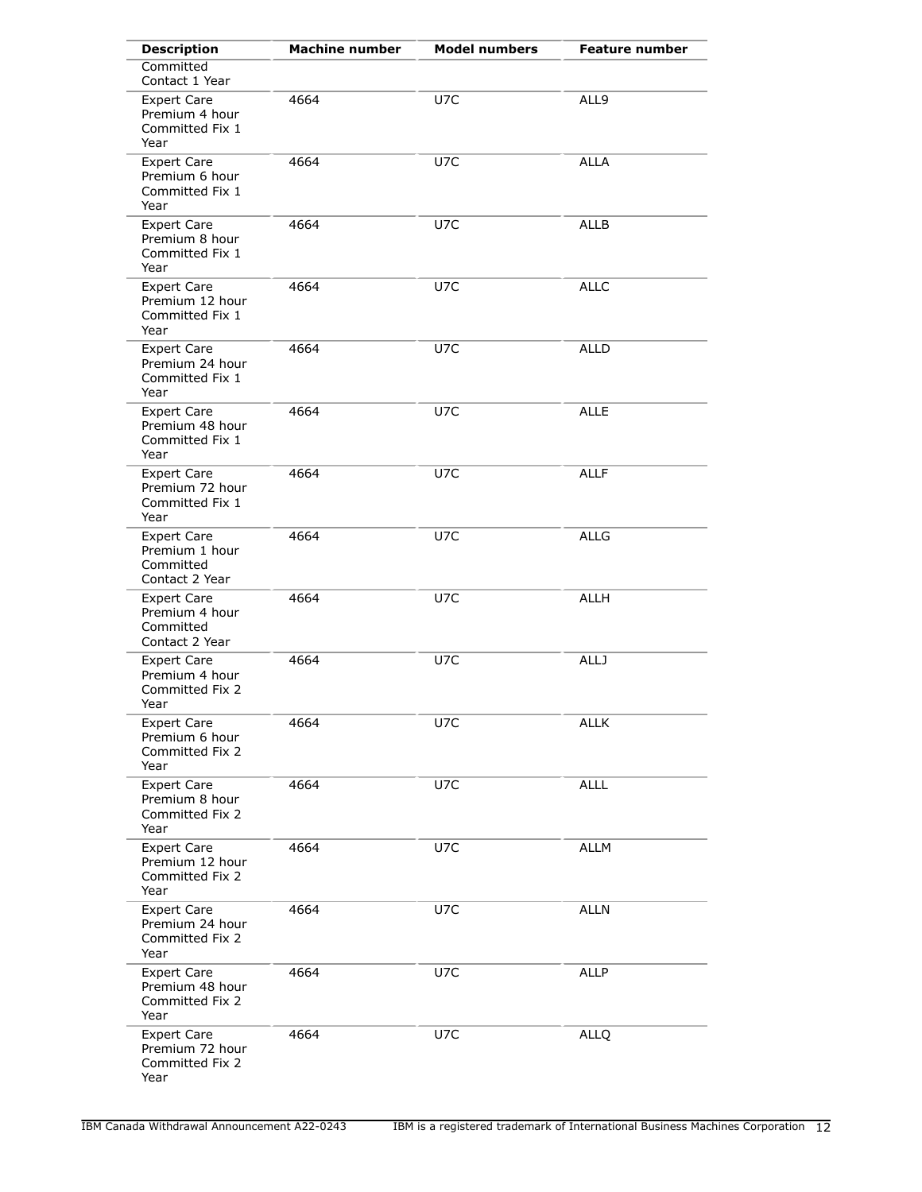| Description | Machine number | Model numbers | Feature number |
|---|---|---|---|
| Committed Contact 1 Year | | | |
| Expert Care Premium 4 hour Committed Fix 1 Year | 4664 | U7C | ALL9 |
| Expert Care Premium 6 hour Committed Fix 1 Year | 4664 | U7C | ALLA |
| Expert Care Premium 8 hour Committed Fix 1 Year | 4664 | U7C | ALLB |
| Expert Care Premium 12 hour Committed Fix 1 Year | 4664 | U7C | ALLC |
| Expert Care Premium 24 hour Committed Fix 1 Year | 4664 | U7C | ALLD |
| Expert Care Premium 48 hour Committed Fix 1 Year | 4664 | U7C | ALLE |
| Expert Care Premium 72 hour Committed Fix 1 Year | 4664 | U7C | ALLF |
| Expert Care Premium 1 hour Committed Contact 2 Year | 4664 | U7C | ALLG |
| Expert Care Premium 4 hour Committed Contact 2 Year | 4664 | U7C | ALLH |
| Expert Care Premium 4 hour Committed Fix 2 Year | 4664 | U7C | ALLJ |
| Expert Care Premium 6 hour Committed Fix 2 Year | 4664 | U7C | ALLK |
| Expert Care Premium 8 hour Committed Fix 2 Year | 4664 | U7C | ALLL |
| Expert Care Premium 12 hour Committed Fix 2 Year | 4664 | U7C | ALLM |
| Expert Care Premium 24 hour Committed Fix 2 Year | 4664 | U7C | ALLN |
| Expert Care Premium 48 hour Committed Fix 2 Year | 4664 | U7C | ALLP |
| Expert Care Premium 72 hour Committed Fix 2 Year | 4664 | U7C | ALLQ |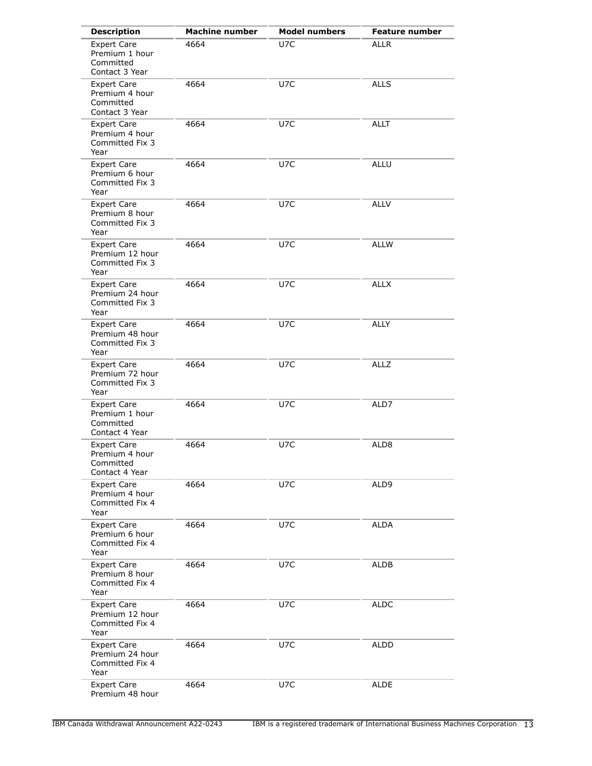| Description | Machine number | Model numbers | Feature number |
|---|---|---|---|
| Expert Care Premium 1 hour Committed Contact 3 Year | 4664 | U7C | ALLR |
| Expert Care Premium 4 hour Committed Contact 3 Year | 4664 | U7C | ALLS |
| Expert Care Premium 4 hour Committed Fix 3 Year | 4664 | U7C | ALLT |
| Expert Care Premium 6 hour Committed Fix 3 Year | 4664 | U7C | ALLU |
| Expert Care Premium 8 hour Committed Fix 3 Year | 4664 | U7C | ALLV |
| Expert Care Premium 12 hour Committed Fix 3 Year | 4664 | U7C | ALLW |
| Expert Care Premium 24 hour Committed Fix 3 Year | 4664 | U7C | ALLX |
| Expert Care Premium 48 hour Committed Fix 3 Year | 4664 | U7C | ALLY |
| Expert Care Premium 72 hour Committed Fix 3 Year | 4664 | U7C | ALLZ |
| Expert Care Premium 1 hour Committed Contact 4 Year | 4664 | U7C | ALD7 |
| Expert Care Premium 4 hour Committed Contact 4 Year | 4664 | U7C | ALD8 |
| Expert Care Premium 4 hour Committed Fix 4 Year | 4664 | U7C | ALD9 |
| Expert Care Premium 6 hour Committed Fix 4 Year | 4664 | U7C | ALDA |
| Expert Care Premium 8 hour Committed Fix 4 Year | 4664 | U7C | ALDB |
| Expert Care Premium 12 hour Committed Fix 4 Year | 4664 | U7C | ALDC |
| Expert Care Premium 24 hour Committed Fix 4 Year | 4664 | U7C | ALDD |
| Expert Care Premium 48 hour | 4664 | U7C | ALDE |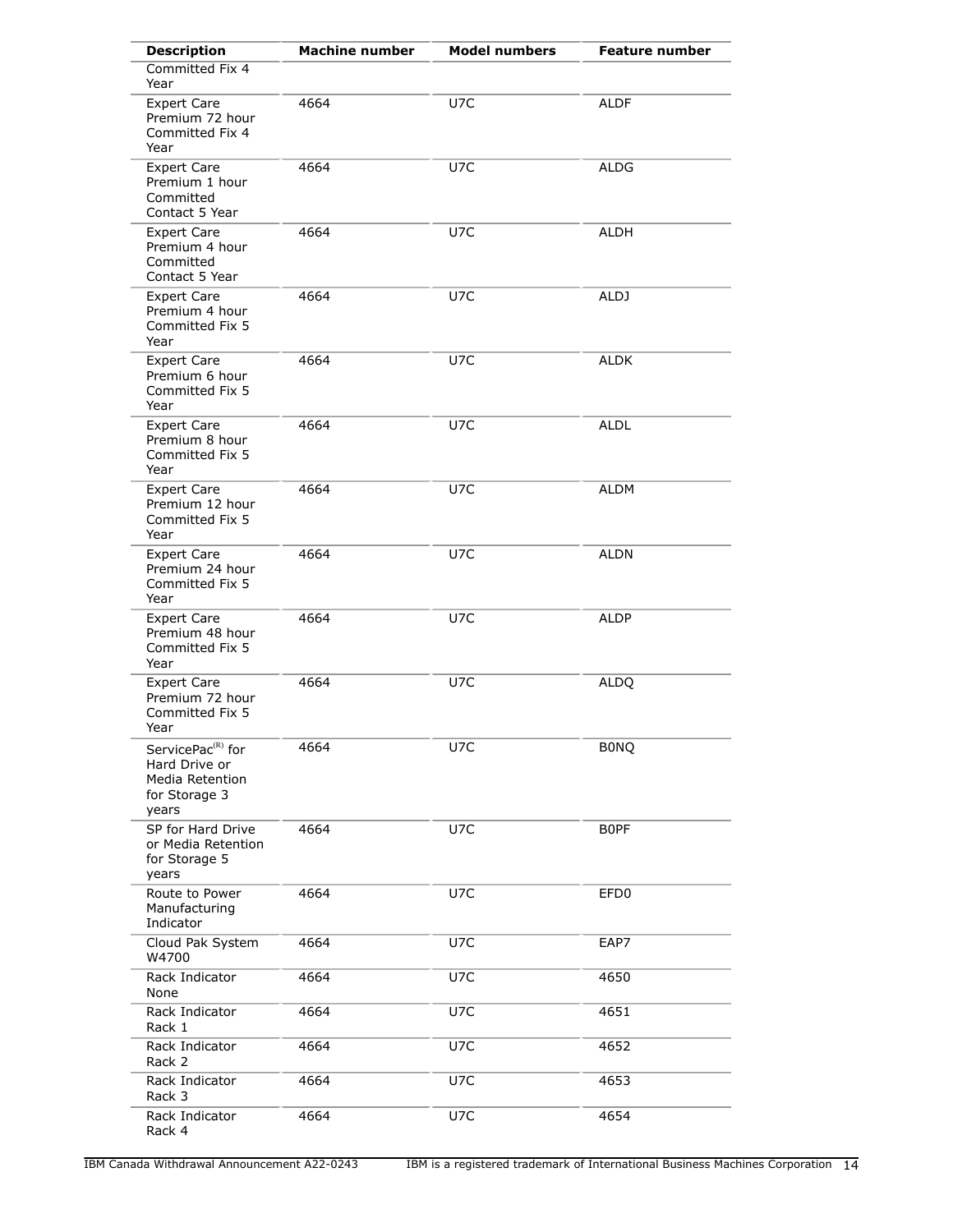| Description | Machine number | Model numbers | Feature number |
|---|---|---|---|
| Committed Fix 4 Year | | | |
| Expert Care Premium 72 hour Committed Fix 4 Year | 4664 | U7C | ALDF |
| Expert Care Premium 1 hour Committed Contact 5 Year | 4664 | U7C | ALDG |
| Expert Care Premium 4 hour Committed Contact 5 Year | 4664 | U7C | ALDH |
| Expert Care Premium 4 hour Committed Fix 5 Year | 4664 | U7C | ALDJ |
| Expert Care Premium 6 hour Committed Fix 5 Year | 4664 | U7C | ALDK |
| Expert Care Premium 8 hour Committed Fix 5 Year | 4664 | U7C | ALDL |
| Expert Care Premium 12 hour Committed Fix 5 Year | 4664 | U7C | ALDM |
| Expert Care Premium 24 hour Committed Fix 5 Year | 4664 | U7C | ALDN |
| Expert Care Premium 48 hour Committed Fix 5 Year | 4664 | U7C | ALDP |
| Expert Care Premium 72 hour Committed Fix 5 Year | 4664 | U7C | ALDQ |
| ServicePac(R) for Hard Drive or Media Retention for Storage 3 years | 4664 | U7C | B0NQ |
| SP for Hard Drive or Media Retention for Storage 5 years | 4664 | U7C | B0PF |
| Route to Power Manufacturing Indicator | 4664 | U7C | EFD0 |
| Cloud Pak System W4700 | 4664 | U7C | EAP7 |
| Rack Indicator None | 4664 | U7C | 4650 |
| Rack Indicator Rack 1 | 4664 | U7C | 4651 |
| Rack Indicator Rack 2 | 4664 | U7C | 4652 |
| Rack Indicator Rack 3 | 4664 | U7C | 4653 |
| Rack Indicator Rack 4 | 4664 | U7C | 4654 |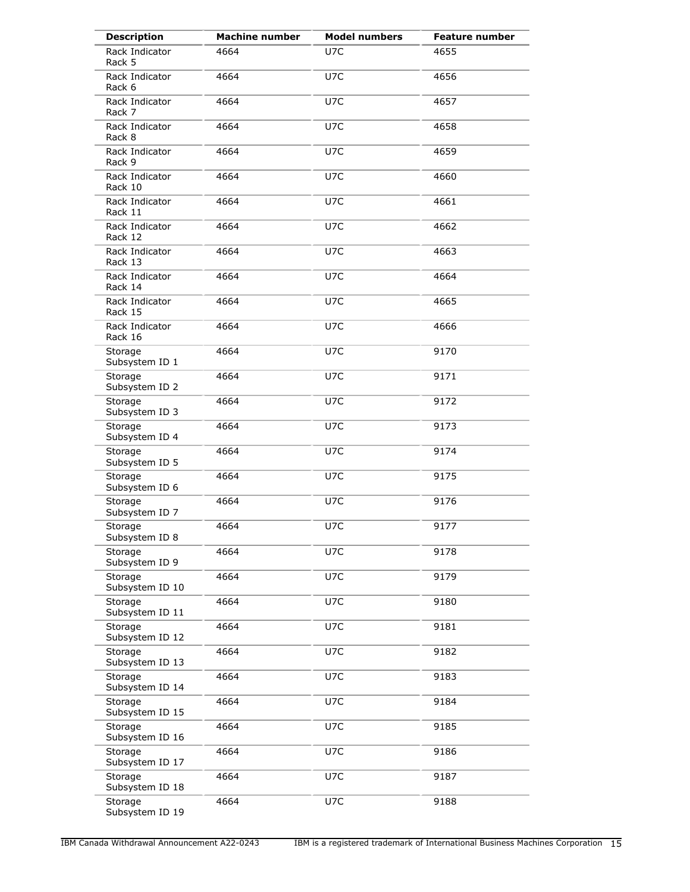| Description | Machine number | Model numbers | Feature number |
| --- | --- | --- | --- |
| Rack Indicator Rack 5 | 4664 | U7C | 4655 |
| Rack Indicator Rack 6 | 4664 | U7C | 4656 |
| Rack Indicator Rack 7 | 4664 | U7C | 4657 |
| Rack Indicator Rack 8 | 4664 | U7C | 4658 |
| Rack Indicator Rack 9 | 4664 | U7C | 4659 |
| Rack Indicator Rack 10 | 4664 | U7C | 4660 |
| Rack Indicator Rack 11 | 4664 | U7C | 4661 |
| Rack Indicator Rack 12 | 4664 | U7C | 4662 |
| Rack Indicator Rack 13 | 4664 | U7C | 4663 |
| Rack Indicator Rack 14 | 4664 | U7C | 4664 |
| Rack Indicator Rack 15 | 4664 | U7C | 4665 |
| Rack Indicator Rack 16 | 4664 | U7C | 4666 |
| Storage Subsystem ID 1 | 4664 | U7C | 9170 |
| Storage Subsystem ID 2 | 4664 | U7C | 9171 |
| Storage Subsystem ID 3 | 4664 | U7C | 9172 |
| Storage Subsystem ID 4 | 4664 | U7C | 9173 |
| Storage Subsystem ID 5 | 4664 | U7C | 9174 |
| Storage Subsystem ID 6 | 4664 | U7C | 9175 |
| Storage Subsystem ID 7 | 4664 | U7C | 9176 |
| Storage Subsystem ID 8 | 4664 | U7C | 9177 |
| Storage Subsystem ID 9 | 4664 | U7C | 9178 |
| Storage Subsystem ID 10 | 4664 | U7C | 9179 |
| Storage Subsystem ID 11 | 4664 | U7C | 9180 |
| Storage Subsystem ID 12 | 4664 | U7C | 9181 |
| Storage Subsystem ID 13 | 4664 | U7C | 9182 |
| Storage Subsystem ID 14 | 4664 | U7C | 9183 |
| Storage Subsystem ID 15 | 4664 | U7C | 9184 |
| Storage Subsystem ID 16 | 4664 | U7C | 9185 |
| Storage Subsystem ID 17 | 4664 | U7C | 9186 |
| Storage Subsystem ID 18 | 4664 | U7C | 9187 |
| Storage Subsystem ID 19 | 4664 | U7C | 9188 |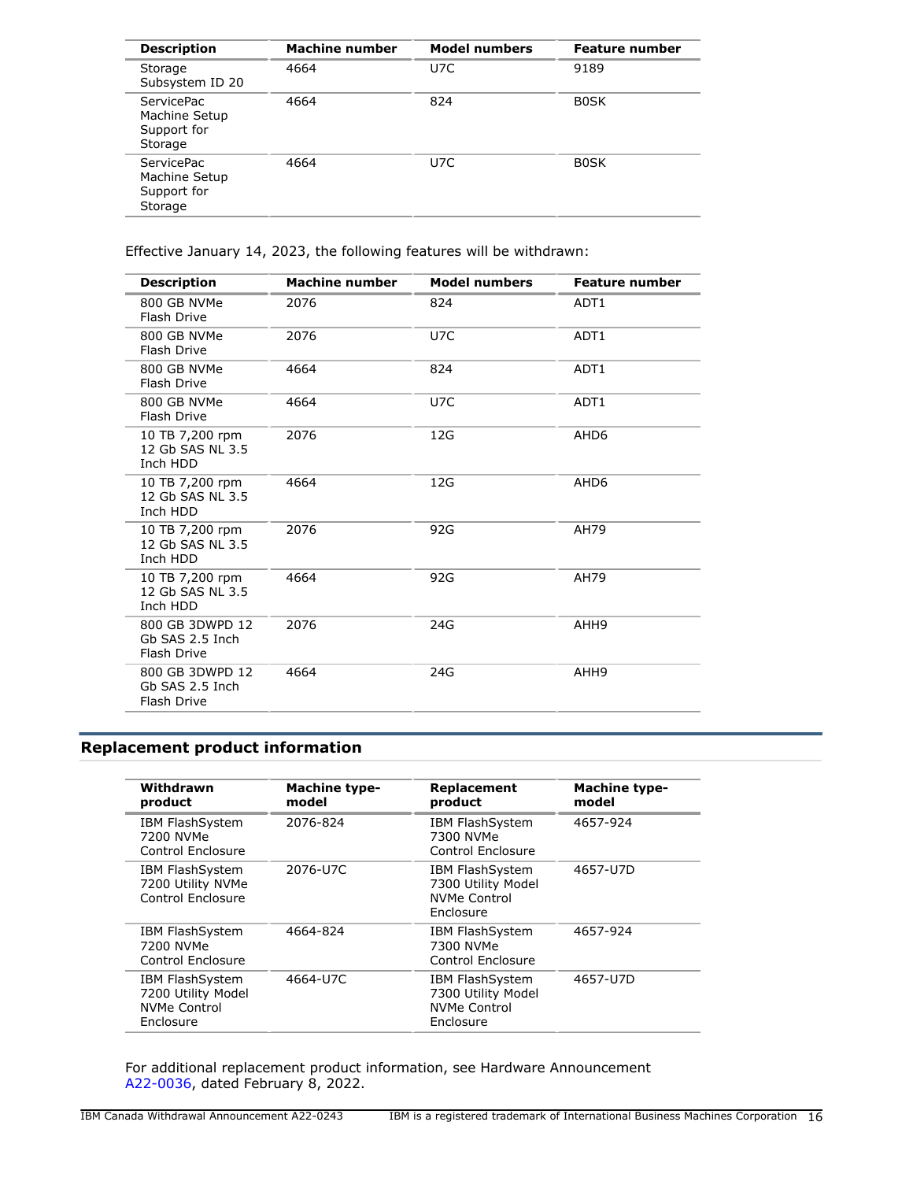| Description | Machine number | Model numbers | Feature number |
| --- | --- | --- | --- |
| Storage Subsystem ID 20 | 4664 | U7C | 9189 |
| ServicePac Machine Setup Support for Storage | 4664 | 824 | B0SK |
| ServicePac Machine Setup Support for Storage | 4664 | U7C | B0SK |

Effective January 14, 2023, the following features will be withdrawn:

| Description | Machine number | Model numbers | Feature number |
| --- | --- | --- | --- |
| 800 GB NVMe Flash Drive | 2076 | 824 | ADT1 |
| 800 GB NVMe Flash Drive | 2076 | U7C | ADT1 |
| 800 GB NVMe Flash Drive | 4664 | 824 | ADT1 |
| 800 GB NVMe Flash Drive | 4664 | U7C | ADT1 |
| 10 TB 7,200 rpm 12 Gb SAS NL 3.5 Inch HDD | 2076 | 12G | AHD6 |
| 10 TB 7,200 rpm 12 Gb SAS NL 3.5 Inch HDD | 4664 | 12G | AHD6 |
| 10 TB 7,200 rpm 12 Gb SAS NL 3.5 Inch HDD | 2076 | 92G | AH79 |
| 10 TB 7,200 rpm 12 Gb SAS NL 3.5 Inch HDD | 4664 | 92G | AH79 |
| 800 GB 3DWPD 12 Gb SAS 2.5 Inch Flash Drive | 2076 | 24G | AHH9 |
| 800 GB 3DWPD 12 Gb SAS 2.5 Inch Flash Drive | 4664 | 24G | AHH9 |

## Replacement product information

| Withdrawn product | Machine type-model | Replacement product | Machine type-model |
| --- | --- | --- | --- |
| IBM FlashSystem 7200 NVMe Control Enclosure | 2076-824 | IBM FlashSystem 7300 NVMe Control Enclosure | 4657-924 |
| IBM FlashSystem 7200 Utility NVMe Control Enclosure | 2076-U7C | IBM FlashSystem 7300 Utility Model NVMe Control Enclosure | 4657-U7D |
| IBM FlashSystem 7200 NVMe Control Enclosure | 4664-824 | IBM FlashSystem 7300 NVMe Control Enclosure | 4657-924 |
| IBM FlashSystem 7200 Utility Model NVMe Control Enclosure | 4664-U7C | IBM FlashSystem 7300 Utility Model NVMe Control Enclosure | 4657-U7D |

For additional replacement product information, see Hardware Announcement A22-0036, dated February 8, 2022.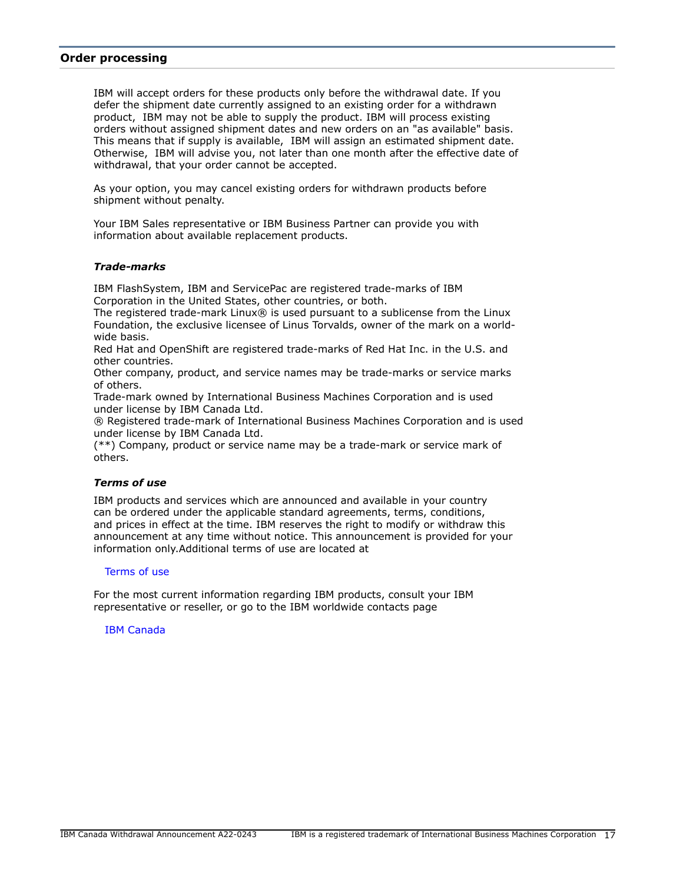## Order processing

IBM will accept orders for these products only before the withdrawal date. If you defer the shipment date currently assigned to an existing order for a withdrawn product, IBM may not be able to supply the product. IBM will process existing orders without assigned shipment dates and new orders on an "as available" basis. This means that if supply is available, IBM will assign an estimated shipment date. Otherwise, IBM will advise you, not later than one month after the effective date of withdrawal, that your order cannot be accepted.

As your option, you may cancel existing orders for withdrawn products before shipment without penalty.

Your IBM Sales representative or IBM Business Partner can provide you with information about available replacement products.

### *Trade-marks*

IBM FlashSystem, IBM and ServicePac are registered trade-marks of IBM Corporation in the United States, other countries, or both.
The registered trade-mark Linux® is used pursuant to a sublicense from the Linux Foundation, the exclusive licensee of Linus Torvalds, owner of the mark on a world-wide basis.
Red Hat and OpenShift are registered trade-marks of Red Hat Inc. in the U.S. and other countries.
Other company, product, and service names may be trade-marks or service marks of others.
Trade-mark owned by International Business Machines Corporation and is used under license by IBM Canada Ltd.
® Registered trade-mark of International Business Machines Corporation and is used under license by IBM Canada Ltd.
(**) Company, product or service name may be a trade-mark or service mark of others.

### *Terms of use*

IBM products and services which are announced and available in your country can be ordered under the applicable standard agreements, terms, conditions, and prices in effect at the time. IBM reserves the right to modify or withdraw this announcement at any time without notice. This announcement is provided for your information only.Additional terms of use are located at

Terms of use

For the most current information regarding IBM products, consult your IBM representative or reseller, or go to the IBM worldwide contacts page

IBM Canada